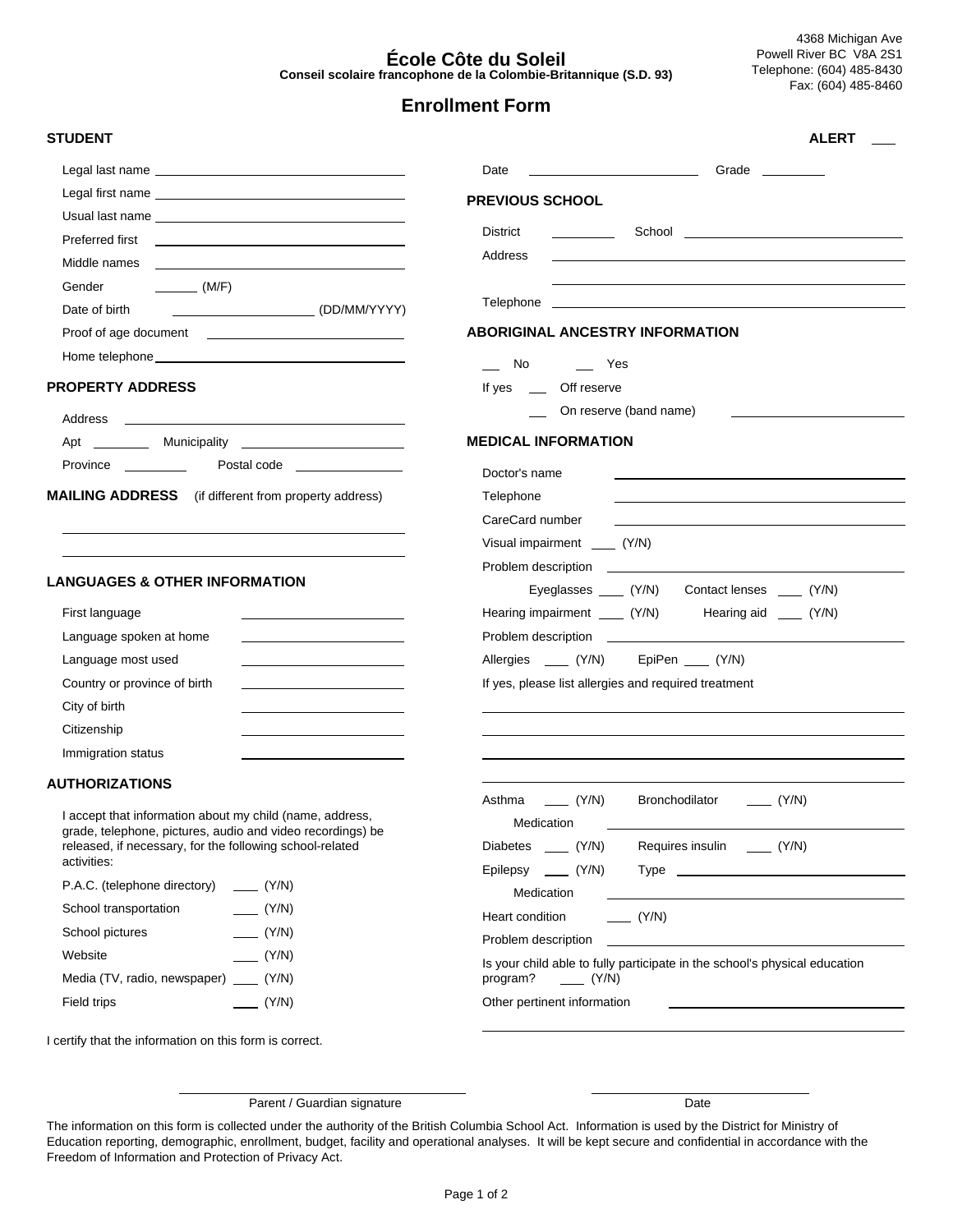# École Côte du Soleil

**Conseil scolaire francophone de la Colombie-Britannique (S.D. 93)**

4368 Michigan Ave
Powell River BC V8A 2S1
Telephone: (604) 485-8430
Fax: (604) 485-8460

## Enrollment Form

### STUDENT

**ALERT** ___

Legal last name ____________________

Legal first name ____________________

Usual last name ____________________

Preferred first ____________________

Middle names ____________________

Gender ______ (M/F)

Date of birth ____________________ (DD/MM/YYYY)

Proof of age document ____________________

Home telephone ____________________

### PROPERTY ADDRESS

Address ____________________

Apt ________ Municipality ____________________

Province ________ Postal code ____________

### MAILING ADDRESS (if different from property address)

____________________

____________________

### LANGUAGES & OTHER INFORMATION

First language ____________________

Language spoken at home ____________________

Language most used ____________________

Country or province of birth ____________________

City of birth ____________________

Citizenship ____________________

Immigration status ____________________

### AUTHORIZATIONS

I accept that information about my child (name, address, grade, telephone, pictures, audio and video recordings) be released, if necessary, for the following school-related activities:

P.A.C. (telephone directory) ____ (Y/N)

School transportation ____ (Y/N)

School pictures ____ (Y/N)

Website ____ (Y/N)

Media (TV, radio, newspaper) ____ (Y/N)

Field trips ____ (Y/N)

Date ____________________ Grade ________

### PREVIOUS SCHOOL

District ________ School ____________________

Address ____________________

____________________

Telephone ____________________

### ABORIGINAL ANCESTRY INFORMATION

___ No ___ Yes

If yes ___ Off reserve

___ On reserve (band name) ____________________

### MEDICAL INFORMATION

Doctor's name ____________________

Telephone ____________________

CareCard number ____________________

Visual impairment ___ (Y/N)

Problem description ____________________

Eyeglasses ___ (Y/N) Contact lenses ___ (Y/N)

Hearing impairment ___ (Y/N) Hearing aid ___ (Y/N)

Problem description ____________________

Allergies ___ (Y/N) EpiPen ___ (Y/N)

If yes, please list allergies and required treatment

____________________

____________________

____________________

____________________

Asthma ___ (Y/N) Bronchodilator ___ (Y/N)

Medication ____________________

Diabetes ___ (Y/N) Requires insulin ___ (Y/N)

Epilepsy ___ (Y/N) Type ____________________

Medication ____________________

Heart condition ___ (Y/N)

Problem description ____________________

Is your child able to fully participate in the school's physical education program? ___ (Y/N)

Other pertinent information ____________________

____________________

I certify that the information on this form is correct.

____________________ Parent / Guardian signature

____________________ Date

The information on this form is collected under the authority of the British Columbia School Act. Information is used by the District for Ministry of Education reporting, demographic, enrollment, budget, facility and operational analyses. It will be kept secure and confidential in accordance with the Freedom of Information and Protection of Privacy Act.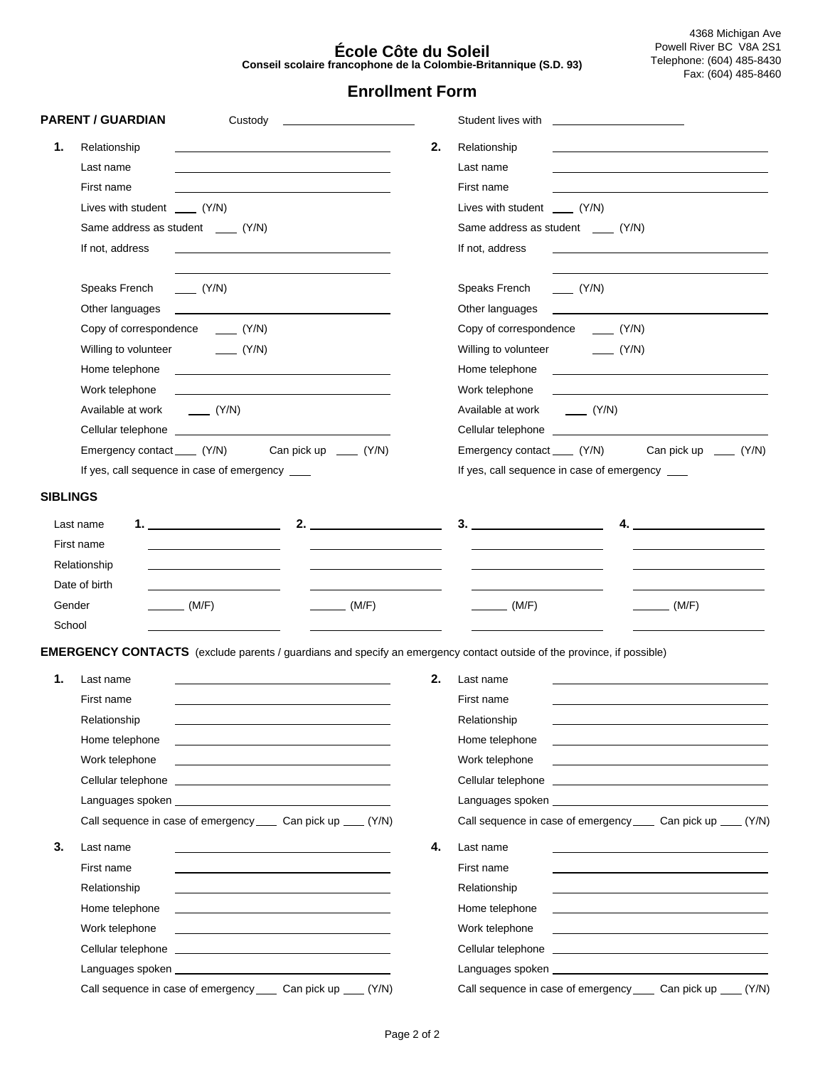# École Côte du Soleil

**Conseil scolaire francophone de la Colombie-Britannique (S.D. 93)**

4368 Michigan Ave
Powell River BC V8A 2S1
Telephone: (604) 485-8430
Fax: (604) 485-8460

## Enrollment Form

**PARENT / GUARDIAN** Custody ____________________ Student lives with ____________________

**1.**

Relationship ____________________
Last name ____________________
First name ____________________
Lives with student ___ (Y/N)
Same address as student ___ (Y/N)
If not, address ____________________
____________________
Speaks French ___ (Y/N)
Other languages ____________________
Copy of correspondence ___ (Y/N)
Willing to volunteer ___ (Y/N)
Home telephone ____________________
Work telephone ____________________
Available at work ___ (Y/N)
Cellular telephone ____________________
Emergency contact ___ (Y/N) Can pick up ___ (Y/N)
If yes, call sequence in case of emergency ___

**2.**

Relationship ____________________
Last name ____________________
First name ____________________
Lives with student ___ (Y/N)
Same address as student ___ (Y/N)
If not, address ____________________
____________________
Speaks French ___ (Y/N)
Other languages ____________________
Copy of correspondence ___ (Y/N)
Willing to volunteer ___ (Y/N)
Home telephone ____________________
Work telephone ____________________
Available at work ___ (Y/N)
Cellular telephone ____________________
Emergency contact ___ (Y/N) Can pick up ___ (Y/N)
If yes, call sequence in case of emergency ___

**SIBLINGS**

| | 1. | 2. | 3. | 4. |
|---|---|---|---|---|
| Last name | | | | |
| First name | | | | |
| Relationship | | | | |
| Date of birth | | | | |
| Gender | ___ (M/F) | ___ (M/F) | ___ (M/F) | ___ (M/F) |
| School | | | | |

**EMERGENCY CONTACTS** (exclude parents / guardians and specify an emergency contact outside of the province, if possible)

**1.**

Last name ____________________
First name ____________________
Relationship ____________________
Home telephone ____________________
Work telephone ____________________
Cellular telephone ____________________
Languages spoken ____________________
Call sequence in case of emergency ___ Can pick up ___ (Y/N)

**2.**

Last name ____________________
First name ____________________
Relationship ____________________
Home telephone ____________________
Work telephone ____________________
Cellular telephone ____________________
Languages spoken ____________________
Call sequence in case of emergency ___ Can pick up ___ (Y/N)

**3.**

Last name ____________________
First name ____________________
Relationship ____________________
Home telephone ____________________
Work telephone ____________________
Cellular telephone ____________________
Languages spoken ____________________
Call sequence in case of emergency ___ Can pick up ___ (Y/N)

**4.**

Last name ____________________
First name ____________________
Relationship ____________________
Home telephone ____________________
Work telephone ____________________
Cellular telephone ____________________
Languages spoken ____________________
Call sequence in case of emergency ___ Can pick up ___ (Y/N)